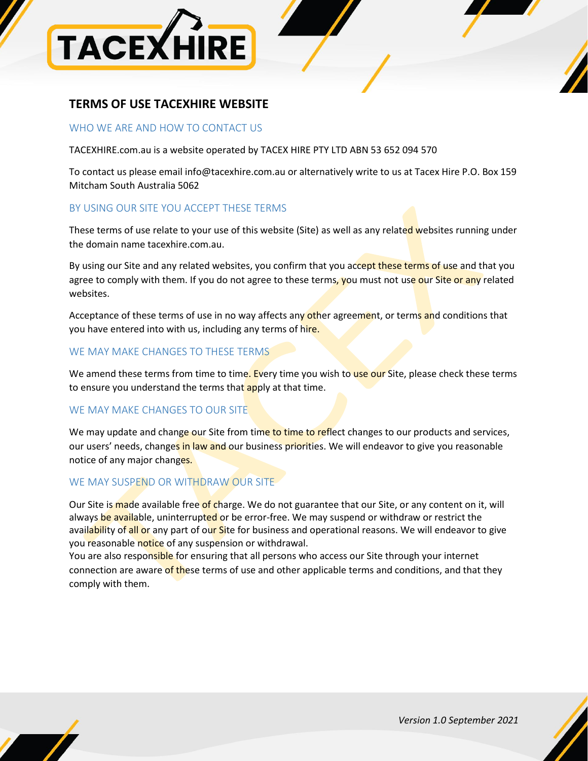# TERMS OF USE TACEXHIRE WEBSITE

## WHO WE ARE AND HOW TO CONTACT US

TACEXHIRE.com.au is a website operated by TACEX HIRE PTY LTD ABN 53 652 094 570

To contact us please email info@tacexhire.com.au or alternatively write to us at Tacex Hire P.O. Box 159 Mitcham South Australia 5062

## BY USING OUR SITE YOU ACCEPT THESE TERMS

These terms of use relate to your use of this website (Site) as well as any related websites running under the domain name tacexhire.com.au.

By using our Site and any related websites, you confirm that you accept these terms of use and that you agree to comply with them. If you do not agree to these terms, you must not use our Site or any related websites.

Acceptance of these terms of use in no way affects any other agreement, or terms and conditions that you have entered into with us, including any terms of hire.

## WE MAY MAKE CHANGES TO THESE TERMS

We amend these terms from time to time. Every time you wish to use our Site, please check these terms to ensure you understand the terms that apply at that time.

## WE MAY MAKE CHANGES TO OUR SITE

We may update and change our Site from time to time to reflect changes to our products and services, our users' needs, changes in law and our business priorities. We will endeavor to give you reasonable notice of any major changes.

## WE MAY SUSPEND OR WITHDRAW OUR SITE

Our Site is made available free of charge. We do not guarantee that our Site, or any content on it, will always be available, uninterrupted or be error-free. We may suspend or withdraw or restrict the availability of all or any part of our Site for business and operational reasons. We will endeavor to give you reasonable notice of any suspension or withdrawal.
You are also responsible for ensuring that all persons who access our Site through your internet connection are aware of these terms of use and other applicable terms and conditions, and that they comply with them.

*Version 1.0 September 2021*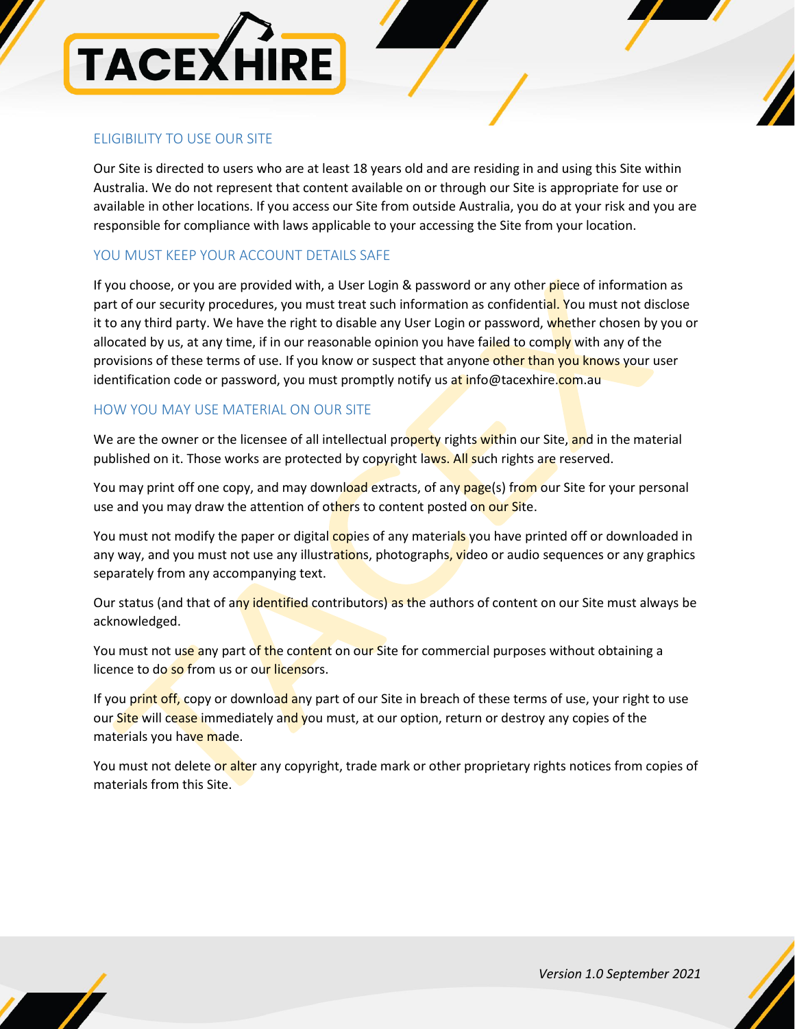## ELIGIBILITY TO USE OUR SITE

Our Site is directed to users who are at least 18 years old and are residing in and using this Site within Australia. We do not represent that content available on or through our Site is appropriate for use or available in other locations. If you access our Site from outside Australia, you do at your risk and you are responsible for compliance with laws applicable to your accessing the Site from your location.

## YOU MUST KEEP YOUR ACCOUNT DETAILS SAFE

If you choose, or you are provided with, a User Login & password or any other piece of information as part of our security procedures, you must treat such information as confidential. You must not disclose it to any third party. We have the right to disable any User Login or password, whether chosen by you or allocated by us, at any time, if in our reasonable opinion you have failed to comply with any of the provisions of these terms of use. If you know or suspect that anyone other than you knows your user identification code or password, you must promptly notify us at info@tacexhire.com.au

## HOW YOU MAY USE MATERIAL ON OUR SITE

We are the owner or the licensee of all intellectual property rights within our Site, and in the material published on it. Those works are protected by copyright laws. All such rights are reserved.

You may print off one copy, and may download extracts, of any page(s) from our Site for your personal use and you may draw the attention of others to content posted on our Site.

You must not modify the paper or digital copies of any materials you have printed off or downloaded in any way, and you must not use any illustrations, photographs, video or audio sequences or any graphics separately from any accompanying text.

Our status (and that of any identified contributors) as the authors of content on our Site must always be acknowledged.

You must not use any part of the content on our Site for commercial purposes without obtaining a licence to do so from us or our licensors.

If you print off, copy or download any part of our Site in breach of these terms of use, your right to use our Site will cease immediately and you must, at our option, return or destroy any copies of the materials you have made.

You must not delete or alter any copyright, trade mark or other proprietary rights notices from copies of materials from this Site.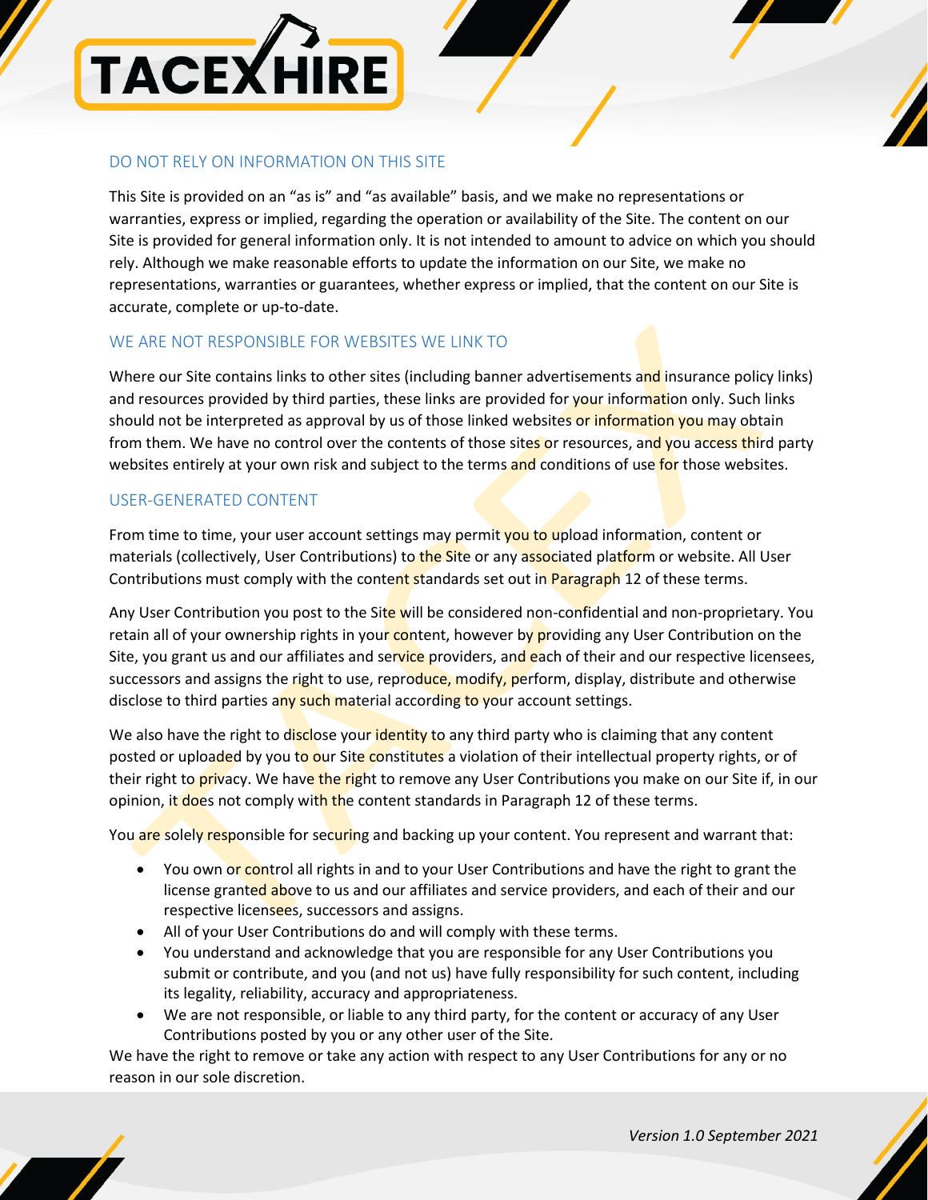## DO NOT RELY ON INFORMATION ON THIS SITE

This Site is provided on an "as is" and "as available" basis, and we make no representations or warranties, express or implied, regarding the operation or availability of the Site. The content on our Site is provided for general information only. It is not intended to amount to advice on which you should rely. Although we make reasonable efforts to update the information on our Site, we make no representations, warranties or guarantees, whether express or implied, that the content on our Site is accurate, complete or up-to-date.

## WE ARE NOT RESPONSIBLE FOR WEBSITES WE LINK TO

Where our Site contains links to other sites (including banner advertisements and insurance policy links) and resources provided by third parties, these links are provided for your information only. Such links should not be interpreted as approval by us of those linked websites or information you may obtain from them. We have no control over the contents of those sites or resources, and you access third party websites entirely at your own risk and subject to the terms and conditions of use for those websites.

## USER-GENERATED CONTENT

From time to time, your user account settings may permit you to upload information, content or materials (collectively, User Contributions) to the Site or any associated platform or website. All User Contributions must comply with the content standards set out in Paragraph 12 of these terms.

Any User Contribution you post to the Site will be considered non-confidential and non-proprietary. You retain all of your ownership rights in your content, however by providing any User Contribution on the Site, you grant us and our affiliates and service providers, and each of their and our respective licensees, successors and assigns the right to use, reproduce, modify, perform, display, distribute and otherwise disclose to third parties any such material according to your account settings.

We also have the right to disclose your identity to any third party who is claiming that any content posted or uploaded by you to our Site constitutes a violation of their intellectual property rights, or of their right to privacy. We have the right to remove any User Contributions you make on our Site if, in our opinion, it does not comply with the content standards in Paragraph 12 of these terms.

You are solely responsible for securing and backing up your content. You represent and warrant that:

- You own or control all rights in and to your User Contributions and have the right to grant the license granted above to us and our affiliates and service providers, and each of their and our respective licensees, successors and assigns.
- All of your User Contributions do and will comply with these terms.
- You understand and acknowledge that you are responsible for any User Contributions you submit or contribute, and you (and not us) have fully responsibility for such content, including its legality, reliability, accuracy and appropriateness.
- We are not responsible, or liable to any third party, for the content or accuracy of any User Contributions posted by you or any other user of the Site.

We have the right to remove or take any action with respect to any User Contributions for any or no reason in our sole discretion.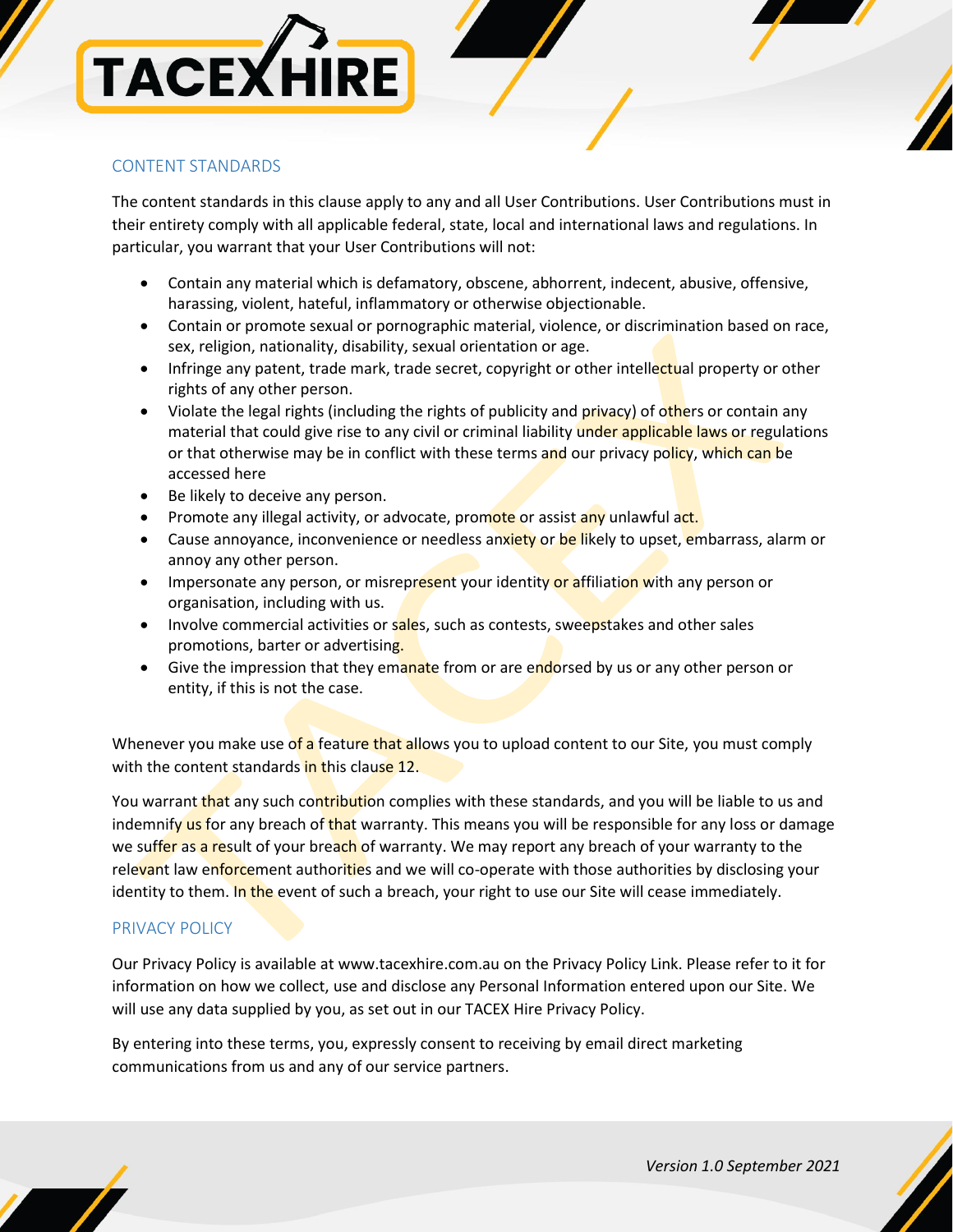## CONTENT STANDARDS

The content standards in this clause apply to any and all User Contributions. User Contributions must in their entirety comply with all applicable federal, state, local and international laws and regulations. In particular, you warrant that your User Contributions will not:

- Contain any material which is defamatory, obscene, abhorrent, indecent, abusive, offensive, harassing, violent, hateful, inflammatory or otherwise objectionable.
- Contain or promote sexual or pornographic material, violence, or discrimination based on race, sex, religion, nationality, disability, sexual orientation or age.
- Infringe any patent, trade mark, trade secret, copyright or other intellectual property or other rights of any other person.
- Violate the legal rights (including the rights of publicity and privacy) of others or contain any material that could give rise to any civil or criminal liability under applicable laws or regulations or that otherwise may be in conflict with these terms and our privacy policy, which can be accessed here
- Be likely to deceive any person.
- Promote any illegal activity, or advocate, promote or assist any unlawful act.
- Cause annoyance, inconvenience or needless anxiety or be likely to upset, embarrass, alarm or annoy any other person.
- Impersonate any person, or misrepresent your identity or affiliation with any person or organisation, including with us.
- Involve commercial activities or sales, such as contests, sweepstakes and other sales promotions, barter or advertising.
- Give the impression that they emanate from or are endorsed by us or any other person or entity, if this is not the case.

Whenever you make use of a feature that allows you to upload content to our Site, you must comply with the content standards in this clause 12.

You warrant that any such contribution complies with these standards, and you will be liable to us and indemnify us for any breach of that warranty. This means you will be responsible for any loss or damage we suffer as a result of your breach of warranty. We may report any breach of your warranty to the relevant law enforcement authorities and we will co-operate with those authorities by disclosing your identity to them. In the event of such a breach, your right to use our Site will cease immediately.

## PRIVACY POLICY

Our Privacy Policy is available at www.tacexhire.com.au on the Privacy Policy Link. Please refer to it for information on how we collect, use and disclose any Personal Information entered upon our Site. We will use any data supplied by you, as set out in our TACEX Hire Privacy Policy.

By entering into these terms, you, expressly consent to receiving by email direct marketing communications from us and any of our service partners.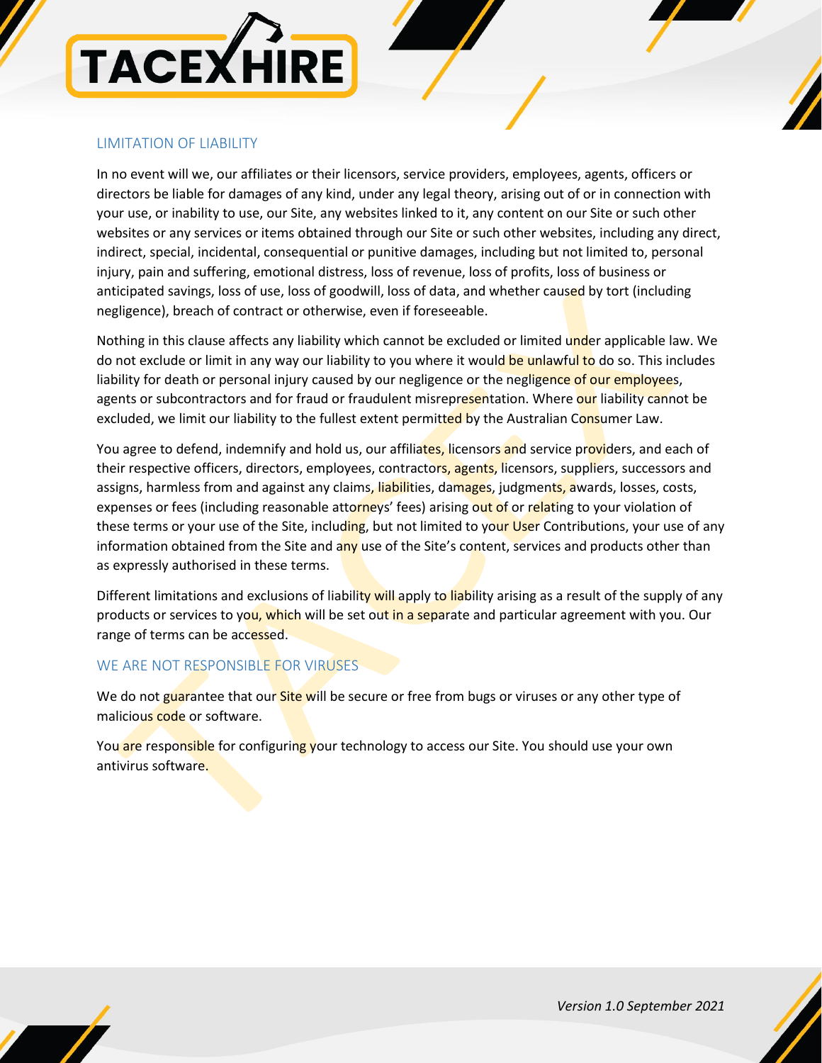## LIMITATION OF LIABILITY

In no event will we, our affiliates or their licensors, service providers, employees, agents, officers or directors be liable for damages of any kind, under any legal theory, arising out of or in connection with your use, or inability to use, our Site, any websites linked to it, any content on our Site or such other websites or any services or items obtained through our Site or such other websites, including any direct, indirect, special, incidental, consequential or punitive damages, including but not limited to, personal injury, pain and suffering, emotional distress, loss of revenue, loss of profits, loss of business or anticipated savings, loss of use, loss of goodwill, loss of data, and whether caused by tort (including negligence), breach of contract or otherwise, even if foreseeable.

Nothing in this clause affects any liability which cannot be excluded or limited under applicable law. We do not exclude or limit in any way our liability to you where it would be unlawful to do so. This includes liability for death or personal injury caused by our negligence or the negligence of our employees, agents or subcontractors and for fraud or fraudulent misrepresentation. Where our liability cannot be excluded, we limit our liability to the fullest extent permitted by the Australian Consumer Law.

You agree to defend, indemnify and hold us, our affiliates, licensors and service providers, and each of their respective officers, directors, employees, contractors, agents, licensors, suppliers, successors and assigns, harmless from and against any claims, liabilities, damages, judgments, awards, losses, costs, expenses or fees (including reasonable attorneys' fees) arising out of or relating to your violation of these terms or your use of the Site, including, but not limited to your User Contributions, your use of any information obtained from the Site and any use of the Site's content, services and products other than as expressly authorised in these terms.

Different limitations and exclusions of liability will apply to liability arising as a result of the supply of any products or services to you, which will be set out in a separate and particular agreement with you. Our range of terms can be accessed.

## WE ARE NOT RESPONSIBLE FOR VIRUSES

We do not guarantee that our Site will be secure or free from bugs or viruses or any other type of malicious code or software.

You are responsible for configuring your technology to access our Site. You should use your own antivirus software.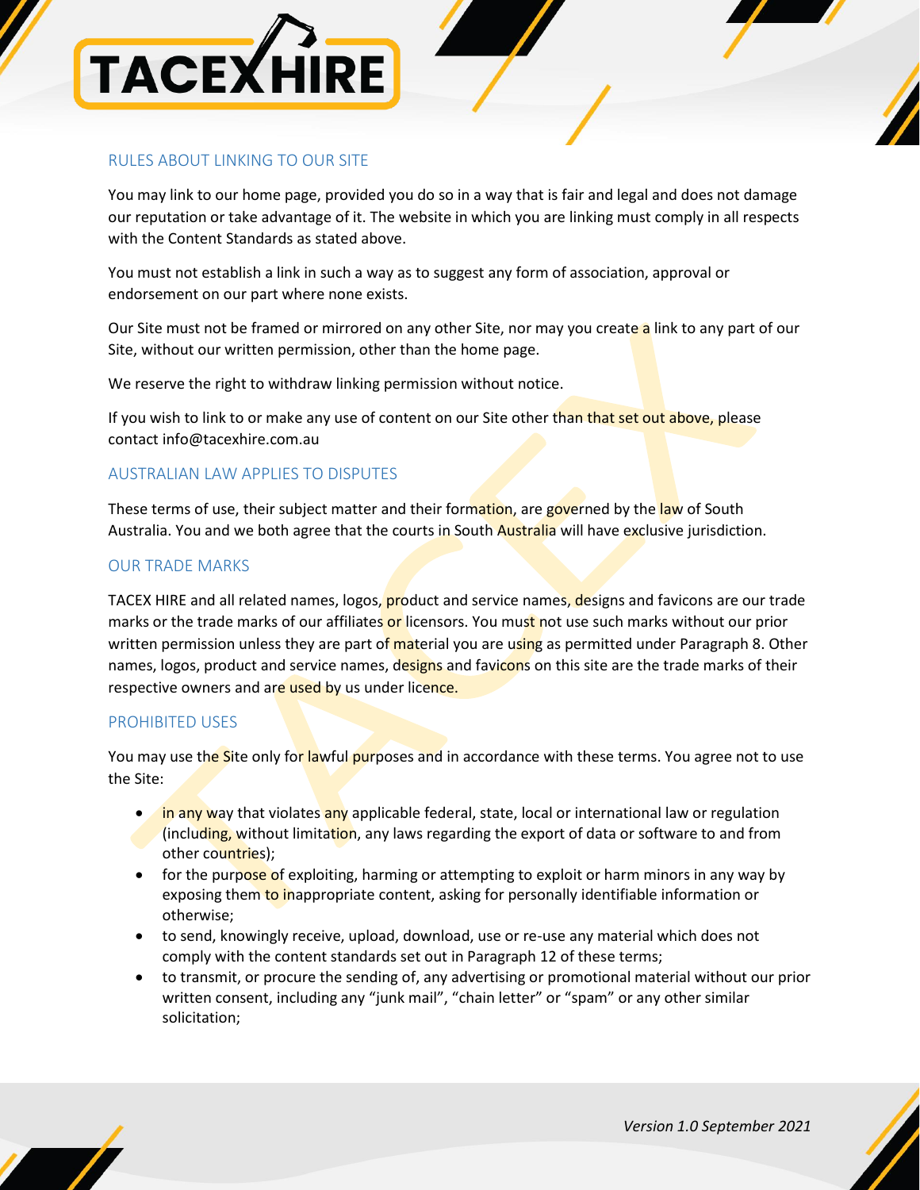## RULES ABOUT LINKING TO OUR SITE

You may link to our home page, provided you do so in a way that is fair and legal and does not damage our reputation or take advantage of it. The website in which you are linking must comply in all respects with the Content Standards as stated above.

You must not establish a link in such a way as to suggest any form of association, approval or endorsement on our part where none exists.

Our Site must not be framed or mirrored on any other Site, nor may you create a link to any part of our Site, without our written permission, other than the home page.

We reserve the right to withdraw linking permission without notice.

If you wish to link to or make any use of content on our Site other than that set out above, please contact info@tacexhire.com.au

## AUSTRALIAN LAW APPLIES TO DISPUTES

These terms of use, their subject matter and their formation, are governed by the law of South Australia. You and we both agree that the courts in South Australia will have exclusive jurisdiction.

## OUR TRADE MARKS

TACEX HIRE and all related names, logos, product and service names, designs and favicons are our trade marks or the trade marks of our affiliates or licensors. You must not use such marks without our prior written permission unless they are part of material you are using as permitted under Paragraph 8. Other names, logos, product and service names, designs and favicons on this site are the trade marks of their respective owners and are used by us under licence.

## PROHIBITED USES

You may use the Site only for lawful purposes and in accordance with these terms. You agree not to use the Site:

- in any way that violates any applicable federal, state, local or international law or regulation (including, without limitation, any laws regarding the export of data or software to and from other countries);
- for the purpose of exploiting, harming or attempting to exploit or harm minors in any way by exposing them to inappropriate content, asking for personally identifiable information or otherwise;
- to send, knowingly receive, upload, download, use or re-use any material which does not comply with the content standards set out in Paragraph 12 of these terms;
- to transmit, or procure the sending of, any advertising or promotional material without our prior written consent, including any "junk mail", "chain letter" or "spam" or any other similar solicitation;

*Version 1.0 September 2021*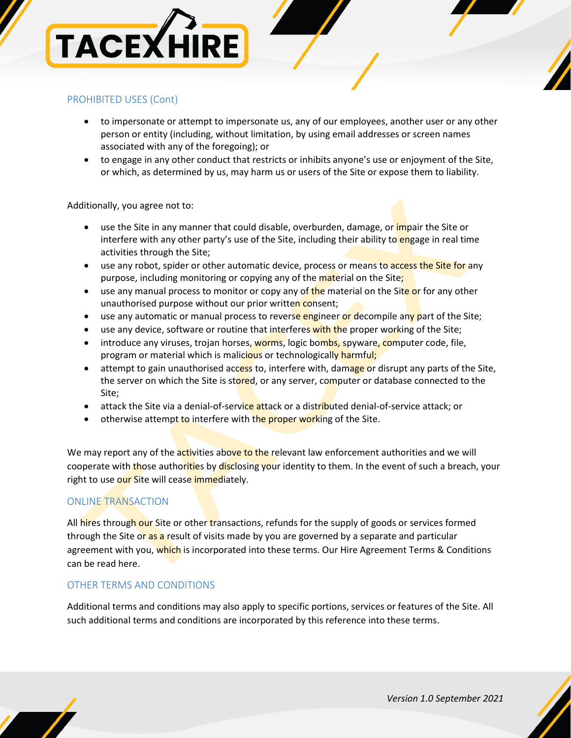## PROHIBITED USES (Cont)

- to impersonate or attempt to impersonate us, any of our employees, another user or any other person or entity (including, without limitation, by using email addresses or screen names associated with any of the foregoing); or
- to engage in any other conduct that restricts or inhibits anyone's use or enjoyment of the Site, or which, as determined by us, may harm us or users of the Site or expose them to liability.

Additionally, you agree not to:

- use the Site in any manner that could disable, overburden, damage, or impair the Site or interfere with any other party's use of the Site, including their ability to engage in real time activities through the Site;
- use any robot, spider or other automatic device, process or means to access the Site for any purpose, including monitoring or copying any of the material on the Site;
- use any manual process to monitor or copy any of the material on the Site or for any other unauthorised purpose without our prior written consent;
- use any automatic or manual process to reverse engineer or decompile any part of the Site;
- use any device, software or routine that interferes with the proper working of the Site;
- introduce any viruses, trojan horses, worms, logic bombs, spyware, computer code, file, program or material which is malicious or technologically harmful;
- attempt to gain unauthorised access to, interfere with, damage or disrupt any parts of the Site, the server on which the Site is stored, or any server, computer or database connected to the Site;
- attack the Site via a denial-of-service attack or a distributed denial-of-service attack; or
- otherwise attempt to interfere with the proper working of the Site.

We may report any of the activities above to the relevant law enforcement authorities and we will cooperate with those authorities by disclosing your identity to them. In the event of such a breach, your right to use our Site will cease immediately.

## ONLINE TRANSACTION

All hires through our Site or other transactions, refunds for the supply of goods or services formed through the Site or as a result of visits made by you are governed by a separate and particular agreement with you, which is incorporated into these terms. Our Hire Agreement Terms & Conditions can be read here.

## OTHER TERMS AND CONDITIONS

Additional terms and conditions may also apply to specific portions, services or features of the Site. All such additional terms and conditions are incorporated by this reference into these terms.

*Version 1.0 September 2021*